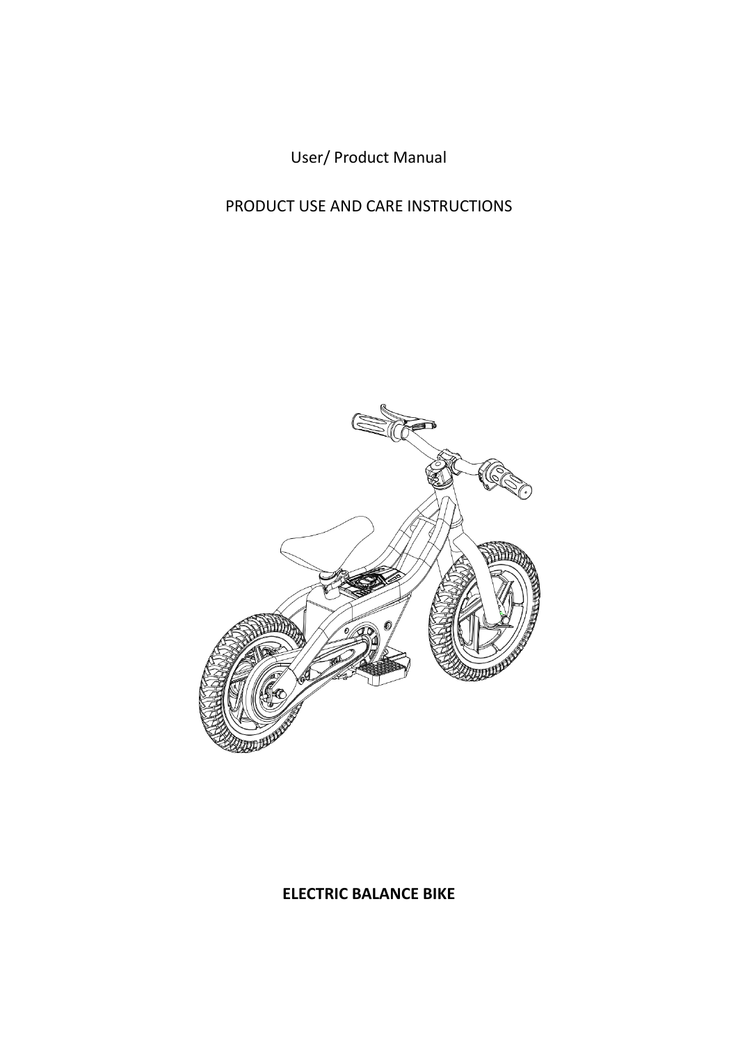User/ Product Manual

PRODUCT USE AND CARE INSTRUCTIONS

**ELECTRIC BALANCE BIKE**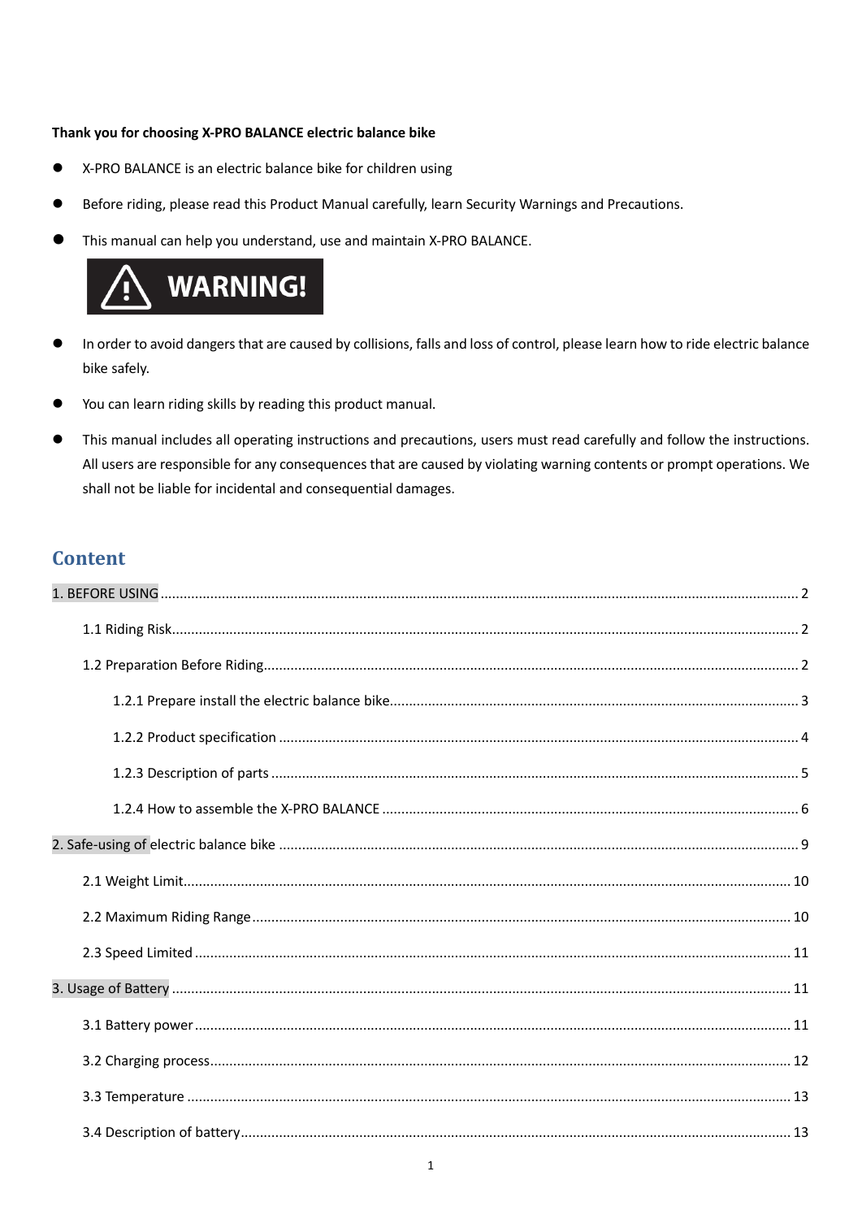**Thank you for choosing X-PRO BALANCE electric balance bike**

- X-PRO BALANCE is an electric balance bike for children using
- Before riding, please read this Product Manual carefully, learn Security Warnings and Precautions.
- This manual can help you understand, use and maintain X-PRO BALANCE.

**WARNING!**

- In order to avoid dangers that are caused by collisions, falls and loss of control, please learn how to ride electric balance bike safely.
- You can learn riding skills by reading this product manual.
- This manual includes all operating instructions and precautions, users must read carefully and follow the instructions. All users are responsible for any consequences that are caused by violating warning contents or prompt operations. We shall not be liable for incidental and consequential damages.

## Content

1. BEFORE USING ........ 2
    - 1.1 Riding Risk ........ 2
    - 1.2 Preparation Before Riding ........ 2
        - 1.2.1 Prepare install the electric balance bike ........ 3
        - 1.2.2 Product specification ........ 4
        - 1.2.3 Description of parts ........ 5
        - 1.2.4 How to assemble the X-PRO BALANCE ........ 6
2. Safe-using of electric balance bike ........ 9
    - 2.1 Weight Limit ........ 10
    - 2.2 Maximum Riding Range ........ 10
    - 2.3 Speed Limited ........ 11
3. Usage of Battery ........ 11
    - 3.1 Battery power ........ 11
    - 3.2 Charging process ........ 12
    - 3.3 Temperature ........ 13
    - 3.4 Description of battery ........ 13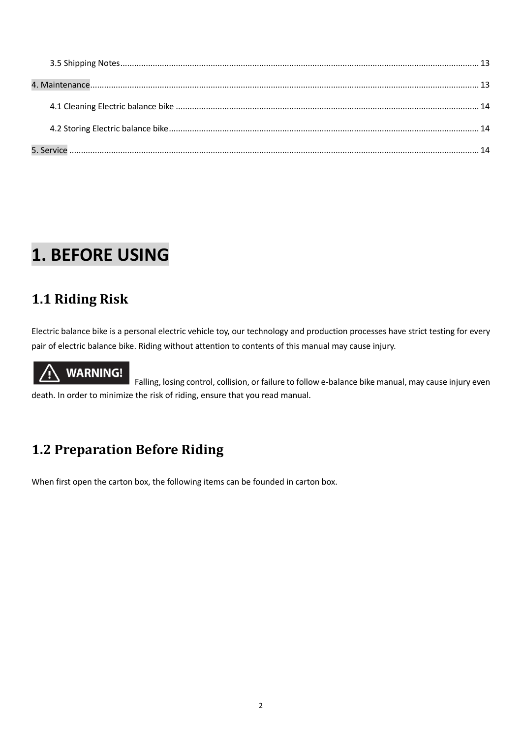3.5 Shipping Notes ........................................................................................................................................................ 13

4. Maintenance ................................................................................................................................................................ 13

4.1 Cleaning Electric balance bike ................................................................................................................................. 14

4.2 Storing Electric balance bike .................................................................................................................................... 14

5. Service ........................................................................................................................................................................ 14

# 1. BEFORE USING

## 1.1 Riding Risk

Electric balance bike is a personal electric vehicle toy, our technology and production processes have strict testing for every pair of electric balance bike. Riding without attention to contents of this manual may cause injury.

**⚠ WARNING!** Falling, losing control, collision, or failure to follow e-balance bike manual, may cause injury even death. In order to minimize the risk of riding, ensure that you read manual.

## 1.2 Preparation Before Riding

When first open the carton box, the following items can be founded in carton box.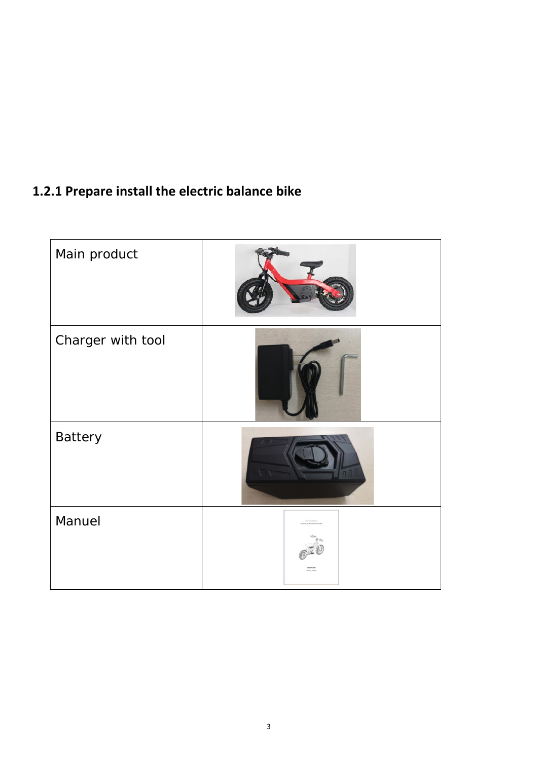### 1.2.1 Prepare install the electric balance bike

| Main product | |
|---|---|
| Charger with tool | |
| Battery | |
| Manuel | |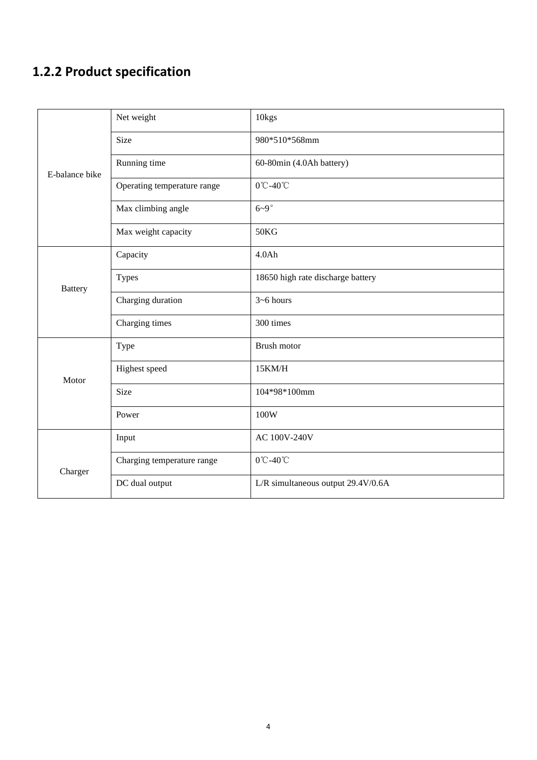### 1.2.2 Product specification

| | | |
|---|---|---|
| E-balance bike | Net weight | 10kgs |
| | Size | 980*510*568mm |
| | Running time | 60-80min (4.0Ah battery) |
| | Operating temperature range | 0℃-40℃ |
| | Max climbing angle | 6~9° |
| | Max weight capacity | 50KG |
| Battery | Capacity | 4.0Ah |
| | Types | 18650 high rate discharge battery |
| | Charging duration | 3~6 hours |
| | Charging times | 300 times |
| Motor | Type | Brush motor |
| | Highest speed | 15KM/H |
| | Size | 104*98*100mm |
| | Power | 100W |
| Charger | Input | AC 100V-240V |
| | Charging temperature range | 0℃-40℃ |
| | DC dual output | L/R simultaneous output 29.4V/0.6A |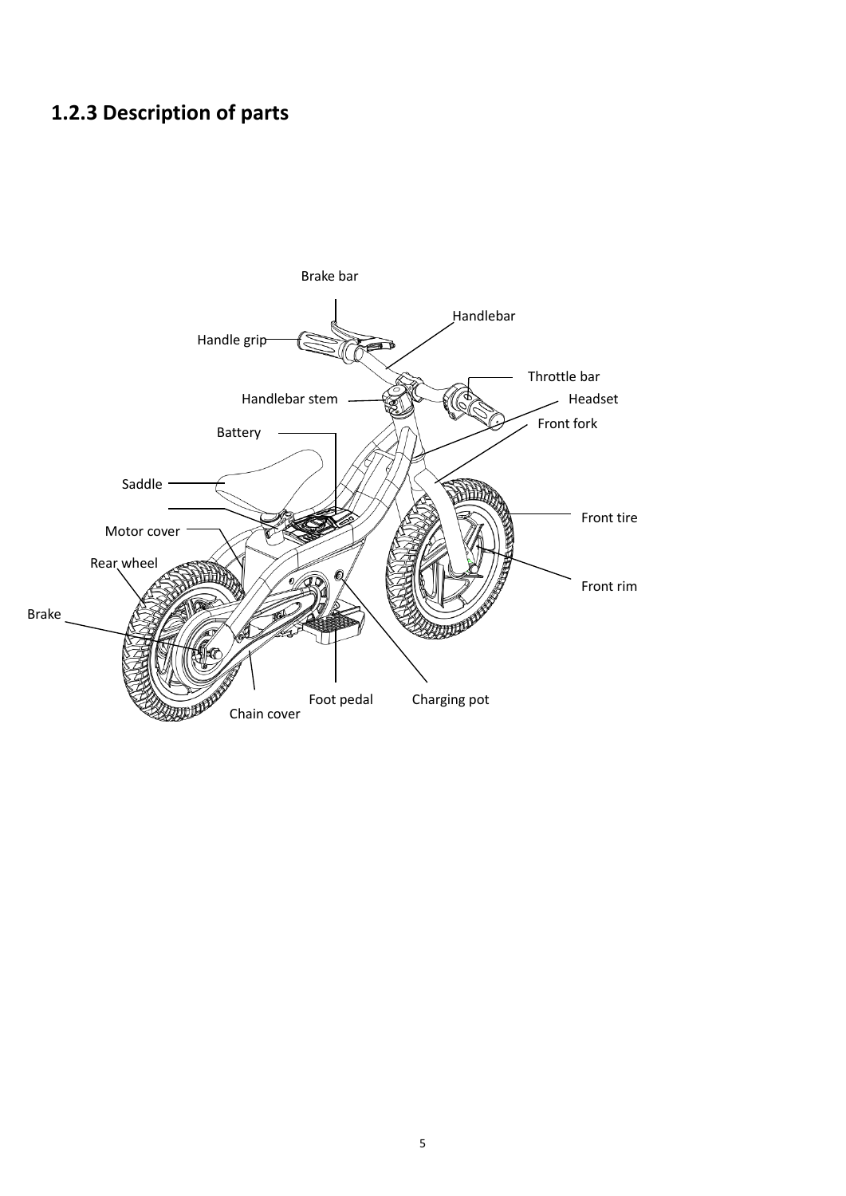### 1.2.3 Description of parts

- Brake bar
- Handlebar
- Handle grip
- Throttle bar
- Handlebar stem
- Headset
- Front fork
- Battery
- Saddle
- Motor cover
- Front tire
- Rear wheel
- Front rim
- Brake
- Foot pedal
- Charging pot
- Chain cover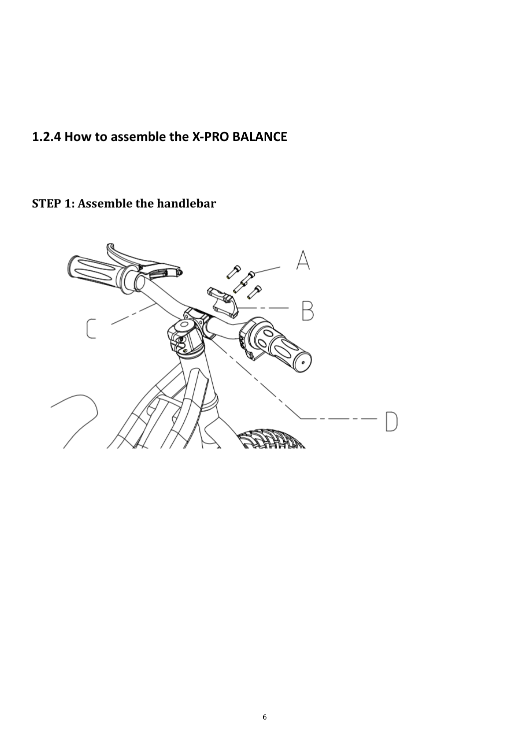## 1.2.4 How to assemble the X-PRO BALANCE

### STEP 1: Assemble the handlebar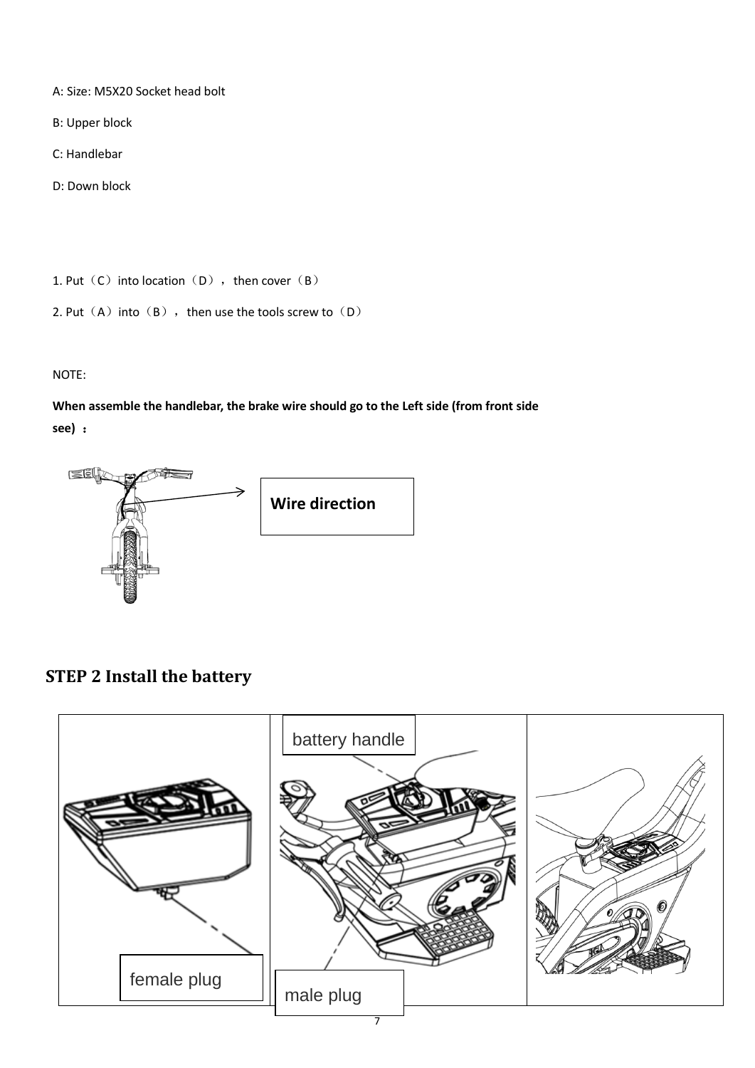A: Size: M5X20 Socket head bolt

B: Upper block

C: Handlebar

D: Down block

1. Put（C）into location（D），then cover（B）
2. Put（A）into（B），then use the tools screw to（D）

NOTE:

**When assemble the handlebar, the brake wire should go to the Left side (from front side see) ：**

**Wire direction**

## STEP 2 Install the battery

battery handle

female plug

male plug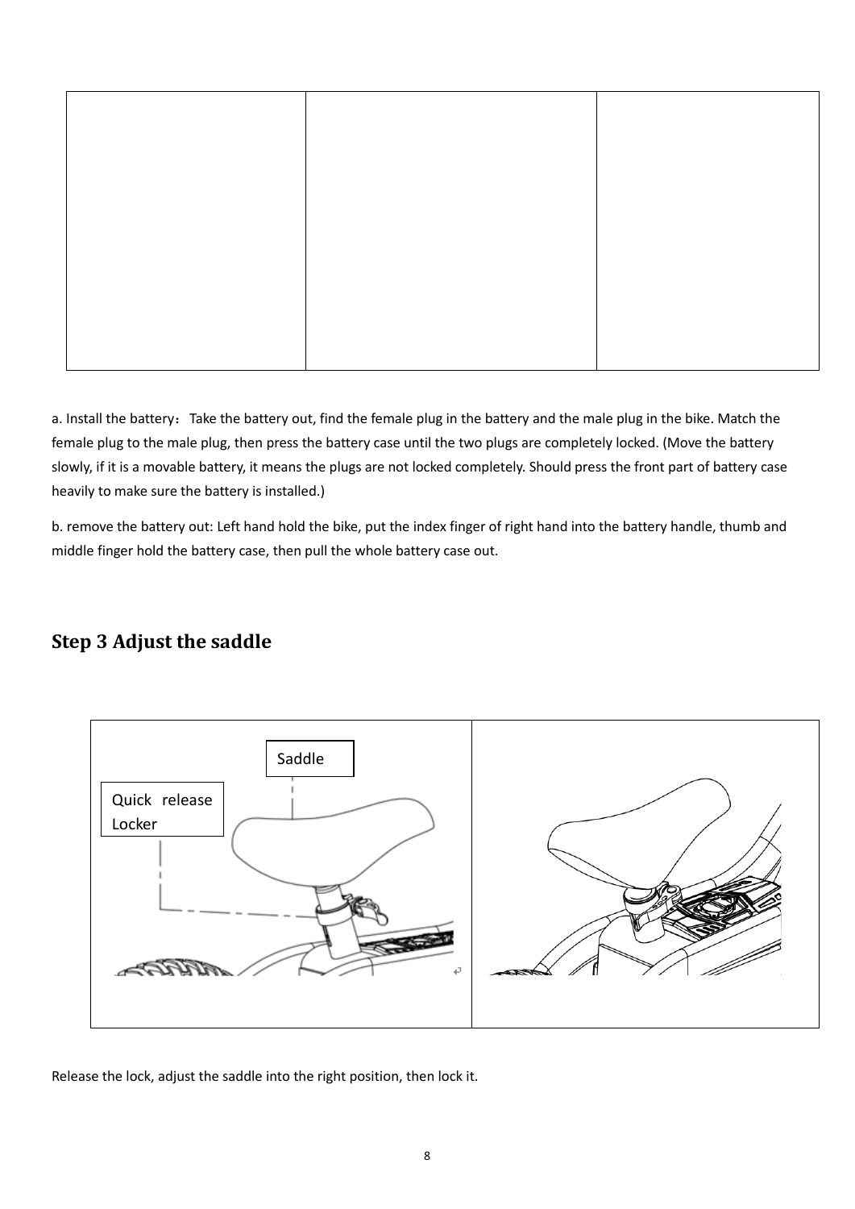a. Install the battery： Take the battery out, find the female plug in the battery and the male plug in the bike. Match the female plug to the male plug, then press the battery case until the two plugs are completely locked. (Move the battery slowly, if it is a movable battery, it means the plugs are not locked completely. Should press the front part of battery case heavily to make sure the battery is installed.)

b. remove the battery out: Left hand hold the bike, put the index finger of right hand into the battery handle, thumb and middle finger hold the battery case, then pull the whole battery case out.

## Step 3 Adjust the saddle

Saddle

Quick release Locker

Release the lock, adjust the saddle into the right position, then lock it.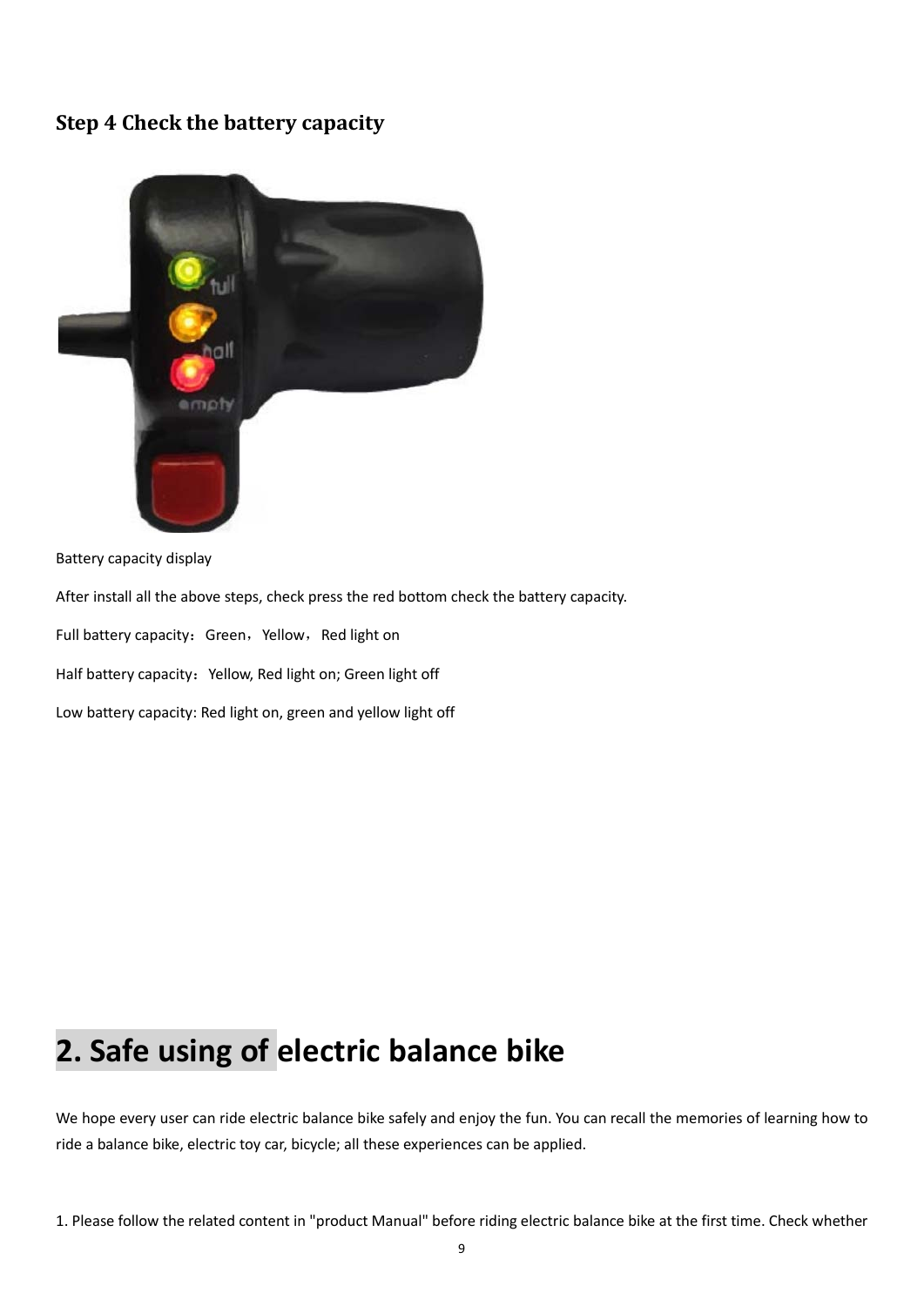### Step 4 Check the battery capacity

Battery capacity display

After install all the above steps, check press the red bottom check the battery capacity.

Full battery capacity：Green，Yellow，Red light on

Half battery capacity：Yellow, Red light on; Green light off

Low battery capacity: Red light on, green and yellow light off

## 2. Safe using of electric balance bike

We hope every user can ride electric balance bike safely and enjoy the fun. You can recall the memories of learning how to ride a balance bike, electric toy car, bicycle; all these experiences can be applied.

1. Please follow the related content in "product Manual" before riding electric balance bike at the first time. Check whether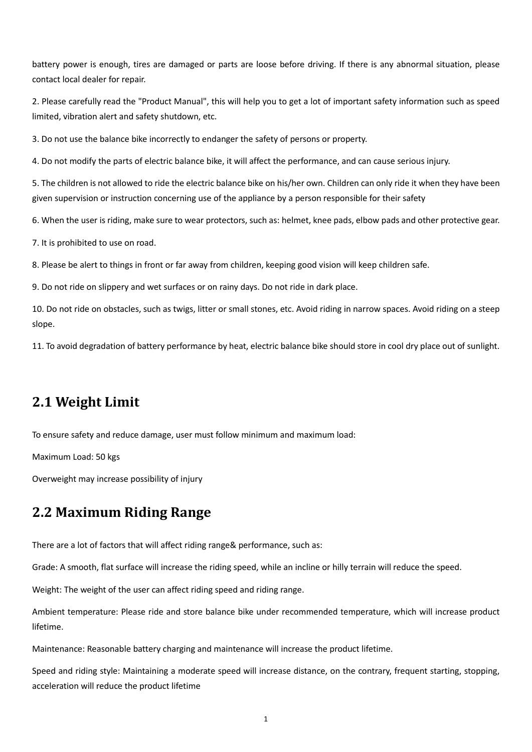battery power is enough, tires are damaged or parts are loose before driving. If there is any abnormal situation, please contact local dealer for repair.

2. Please carefully read the "Product Manual", this will help you to get a lot of important safety information such as speed limited, vibration alert and safety shutdown, etc.

3. Do not use the balance bike incorrectly to endanger the safety of persons or property.

4. Do not modify the parts of electric balance bike, it will affect the performance, and can cause serious injury.

5. The children is not allowed to ride the electric balance bike on his/her own. Children can only ride it when they have been given supervision or instruction concerning use of the appliance by a person responsible for their safety

6. When the user is riding, make sure to wear protectors, such as: helmet, knee pads, elbow pads and other protective gear.

7. It is prohibited to use on road.

8. Please be alert to things in front or far away from children, keeping good vision will keep children safe.

9. Do not ride on slippery and wet surfaces or on rainy days. Do not ride in dark place.

10. Do not ride on obstacles, such as twigs, litter or small stones, etc. Avoid riding in narrow spaces. Avoid riding on a steep slope.

11. To avoid degradation of battery performance by heat, electric balance bike should store in cool dry place out of sunlight.

## 2.1 Weight Limit

To ensure safety and reduce damage, user must follow minimum and maximum load:

Maximum Load: 50 kgs

Overweight may increase possibility of injury

## 2.2 Maximum Riding Range

There are a lot of factors that will affect riding range& performance, such as:

Grade: A smooth, flat surface will increase the riding speed, while an incline or hilly terrain will reduce the speed.

Weight: The weight of the user can affect riding speed and riding range.

Ambient temperature: Please ride and store balance bike under recommended temperature, which will increase product lifetime.

Maintenance: Reasonable battery charging and maintenance will increase the product lifetime.

Speed and riding style: Maintaining a moderate speed will increase distance, on the contrary, frequent starting, stopping, acceleration will reduce the product lifetime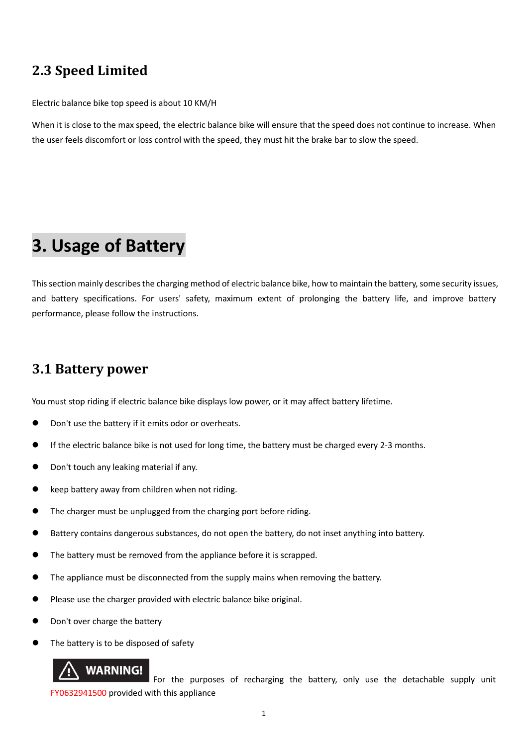## 2.3 Speed Limited

Electric balance bike top speed is about 10 KM/H

When it is close to the max speed, the electric balance bike will ensure that the speed does not continue to increase. When the user feels discomfort or loss control with the speed, they must hit the brake bar to slow the speed.

# 3. Usage of Battery

This section mainly describes the charging method of electric balance bike, how to maintain the battery, some security issues, and battery specifications. For users' safety, maximum extent of prolonging the battery life, and improve battery performance, please follow the instructions.

## 3.1 Battery power

You must stop riding if electric balance bike displays low power, or it may affect battery lifetime.

- Don't use the battery if it emits odor or overheats.
- If the electric balance bike is not used for long time, the battery must be charged every 2-3 months.
- Don't touch any leaking material if any.
- keep battery away from children when not riding.
- The charger must be unplugged from the charging port before riding.
- Battery contains dangerous substances, do not open the battery, do not inset anything into battery.
- The battery must be removed from the appliance before it is scrapped.
- The appliance must be disconnected from the supply mains when removing the battery.
- Please use the charger provided with electric balance bike original.
- Don't over charge the battery
- The battery is to be disposed of safety

**WARNING!** For the purposes of recharging the battery, only use the detachable supply unit FY0632941500 provided with this appliance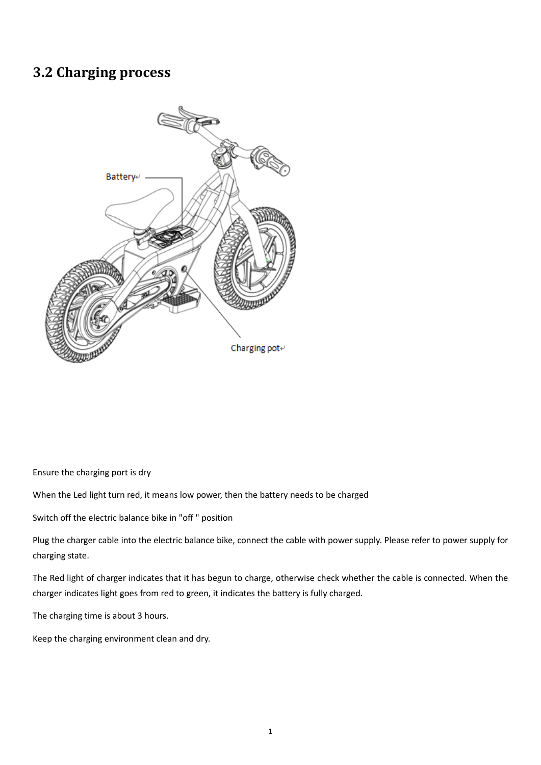## 3.2 Charging process

Ensure the charging port is dry

When the Led light turn red, it means low power, then the battery needs to be charged

Switch off the electric balance bike in "off " position

Plug the charger cable into the electric balance bike, connect the cable with power supply. Please refer to power supply for charging state.

The Red light of charger indicates that it has begun to charge, otherwise check whether the cable is connected. When the charger indicates light goes from red to green, it indicates the battery is fully charged.

The charging time is about 3 hours.

Keep the charging environment clean and dry.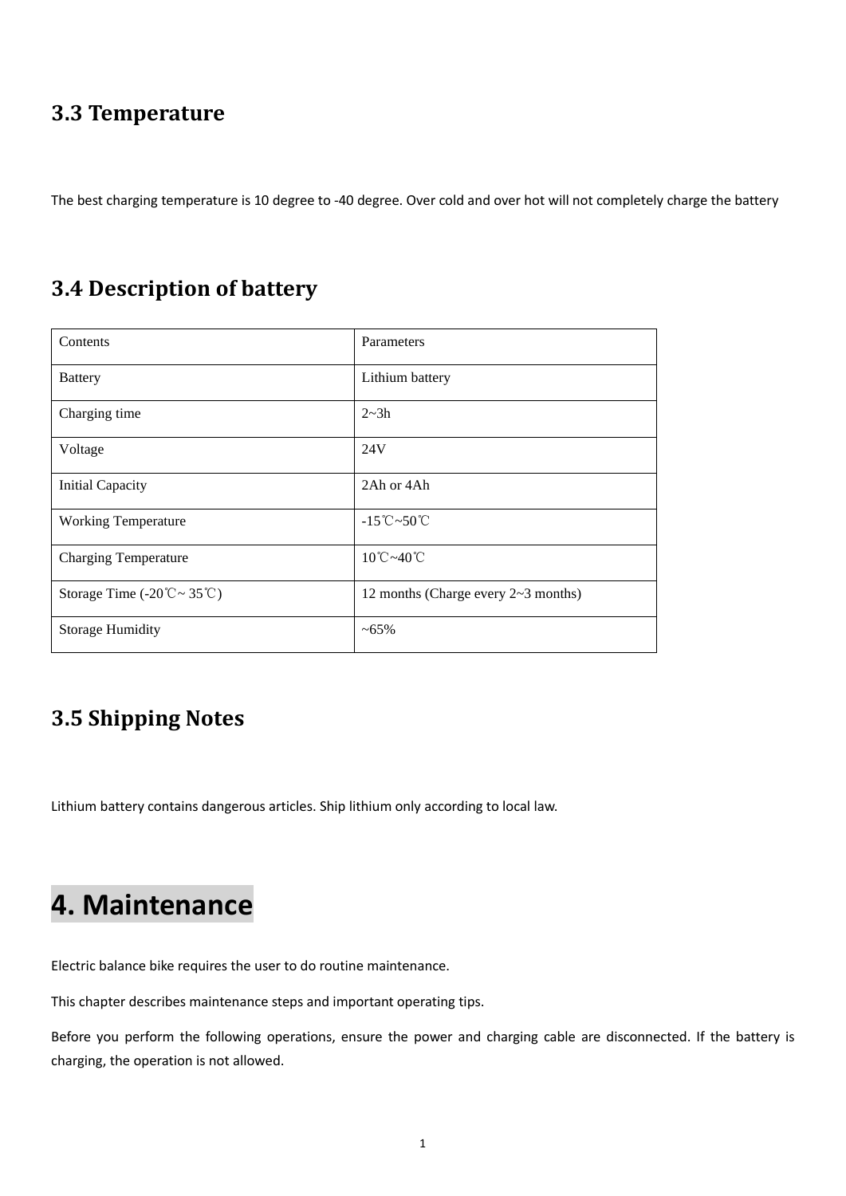## 3.3 Temperature

The best charging temperature is 10 degree to -40 degree. Over cold and over hot will not completely charge the battery

## 3.4 Description of battery

| Contents | Parameters |
|---|---|
| Battery | Lithium battery |
| Charging time | 2~3h |
| Voltage | 24V |
| Initial Capacity | 2Ah or 4Ah |
| Working Temperature | -15℃~50℃ |
| Charging Temperature | 10℃~40℃ |
| Storage Time (-20℃~ 35℃) | 12 months (Charge every 2~3 months) |
| Storage Humidity | ~65% |

## 3.5 Shipping Notes

Lithium battery contains dangerous articles. Ship lithium only according to local law.

# 4. Maintenance

Electric balance bike requires the user to do routine maintenance.

This chapter describes maintenance steps and important operating tips.

Before you perform the following operations, ensure the power and charging cable are disconnected. If the battery is charging, the operation is not allowed.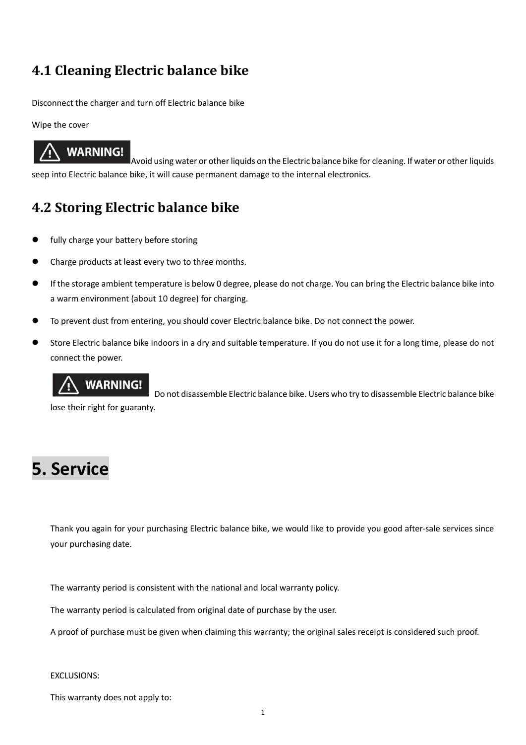## 4.1 Cleaning Electric balance bike

Disconnect the charger and turn off Electric balance bike

Wipe the cover

**WARNING!** Avoid using water or other liquids on the Electric balance bike for cleaning. If water or other liquids seep into Electric balance bike, it will cause permanent damage to the internal electronics.

## 4.2 Storing Electric balance bike

- fully charge your battery before storing
- Charge products at least every two to three months.
- If the storage ambient temperature is below 0 degree, please do not charge. You can bring the Electric balance bike into a warm environment (about 10 degree) for charging.
- To prevent dust from entering, you should cover Electric balance bike. Do not connect the power.
- Store Electric balance bike indoors in a dry and suitable temperature. If you do not use it for a long time, please do not connect the power.

  **WARNING!** Do not disassemble Electric balance bike. Users who try to disassemble Electric balance bike lose their right for guaranty.

# 5. Service

Thank you again for your purchasing Electric balance bike, we would like to provide you good after-sale services since your purchasing date.

The warranty period is consistent with the national and local warranty policy.

The warranty period is calculated from original date of purchase by the user.

A proof of purchase must be given when claiming this warranty; the original sales receipt is considered such proof.

EXCLUSIONS:

This warranty does not apply to: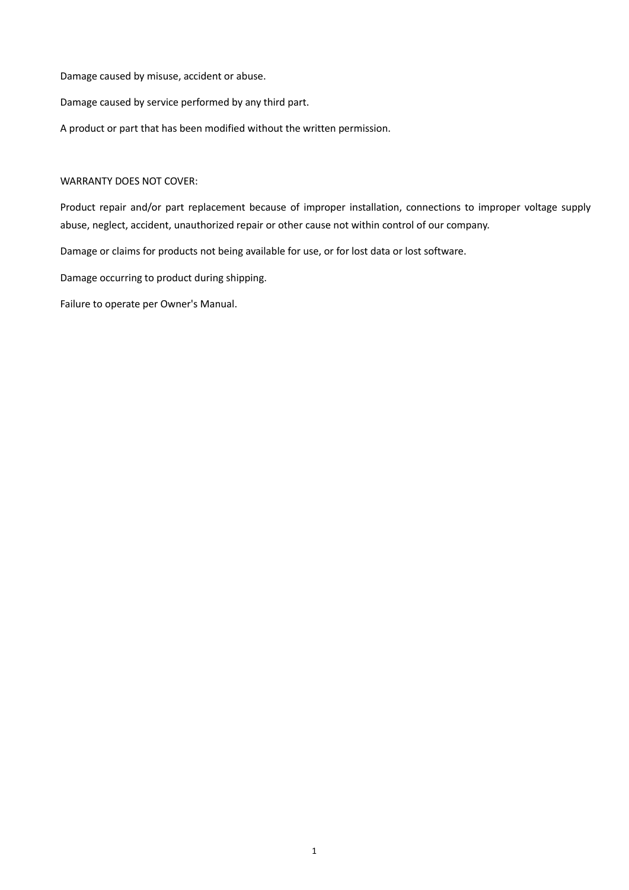Damage caused by misuse, accident or abuse.

Damage caused by service performed by any third part.

A product or part that has been modified without the written permission.

WARRANTY DOES NOT COVER:

Product repair and/or part replacement because of improper installation, connections to improper voltage supply abuse, neglect, accident, unauthorized repair or other cause not within control of our company.

Damage or claims for products not being available for use, or for lost data or lost software.

Damage occurring to product during shipping.

Failure to operate per Owner's Manual.